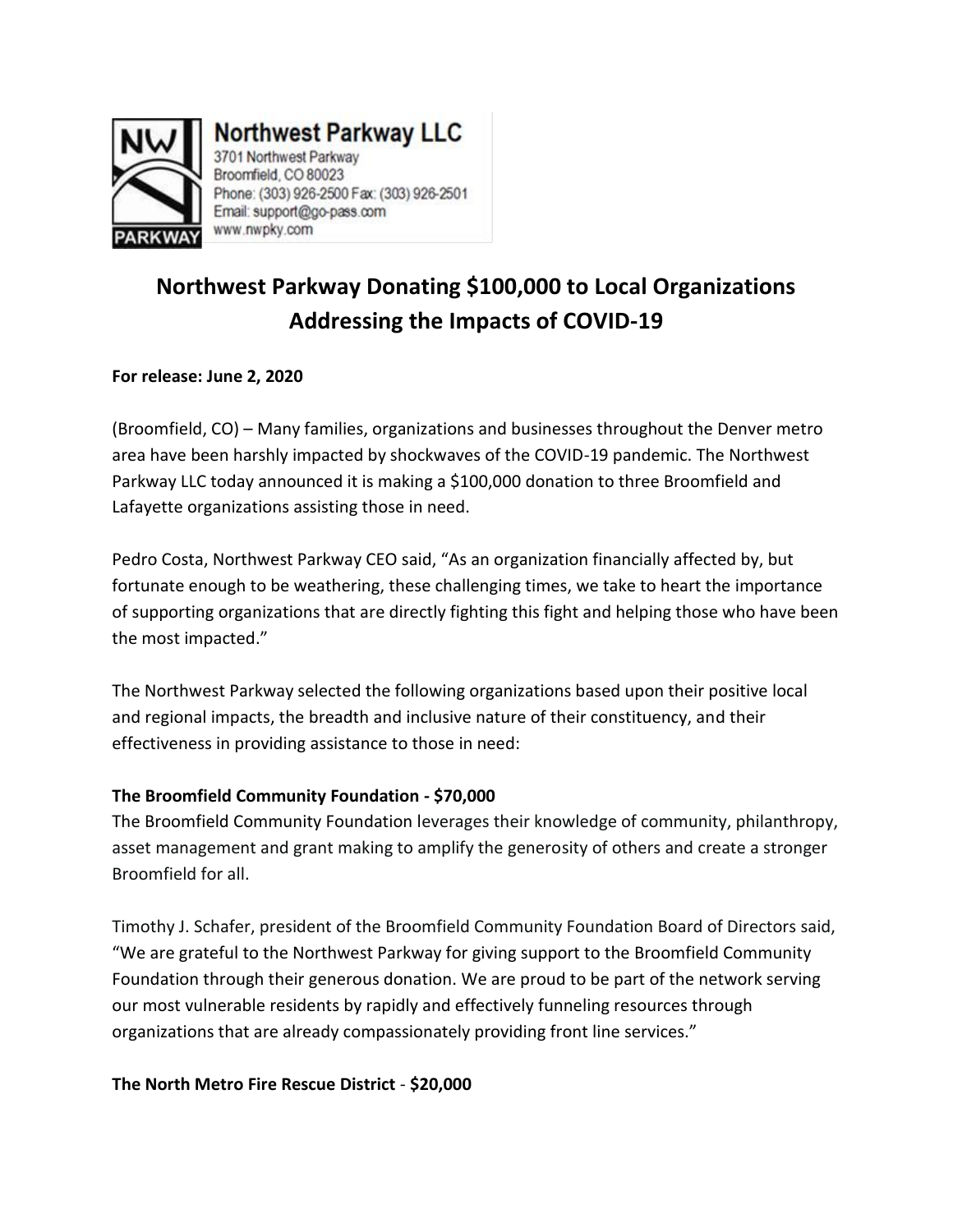**Northwest Parkway LLC**
3701 Northwest Parkway
Broomfield, CO 80023
Phone: (303) 926-2500 Fax: (303) 926-2501
Email: support@go-pass.com
www.nwpky.com

# Northwest Parkway Donating $100,000 to Local Organizations Addressing the Impacts of COVID-19

**For release: June 2, 2020**

(Broomfield, CO) – Many families, organizations and businesses throughout the Denver metro area have been harshly impacted by shockwaves of the COVID-19 pandemic. The Northwest Parkway LLC today announced it is making a $100,000 donation to three Broomfield and Lafayette organizations assisting those in need.

Pedro Costa, Northwest Parkway CEO said, "As an organization financially affected by, but fortunate enough to be weathering, these challenging times, we take to heart the importance of supporting organizations that are directly fighting this fight and helping those who have been the most impacted."

The Northwest Parkway selected the following organizations based upon their positive local and regional impacts, the breadth and inclusive nature of their constituency, and their effectiveness in providing assistance to those in need:

**The Broomfield Community Foundation - $70,000**
The Broomfield Community Foundation leverages their knowledge of community, philanthropy, asset management and grant making to amplify the generosity of others and create a stronger Broomfield for all.

Timothy J. Schafer, president of the Broomfield Community Foundation Board of Directors said, "We are grateful to the Northwest Parkway for giving support to the Broomfield Community Foundation through their generous donation. We are proud to be part of the network serving our most vulnerable residents by rapidly and effectively funneling resources through organizations that are already compassionately providing front line services."

**The North Metro Fire Rescue District - $20,000**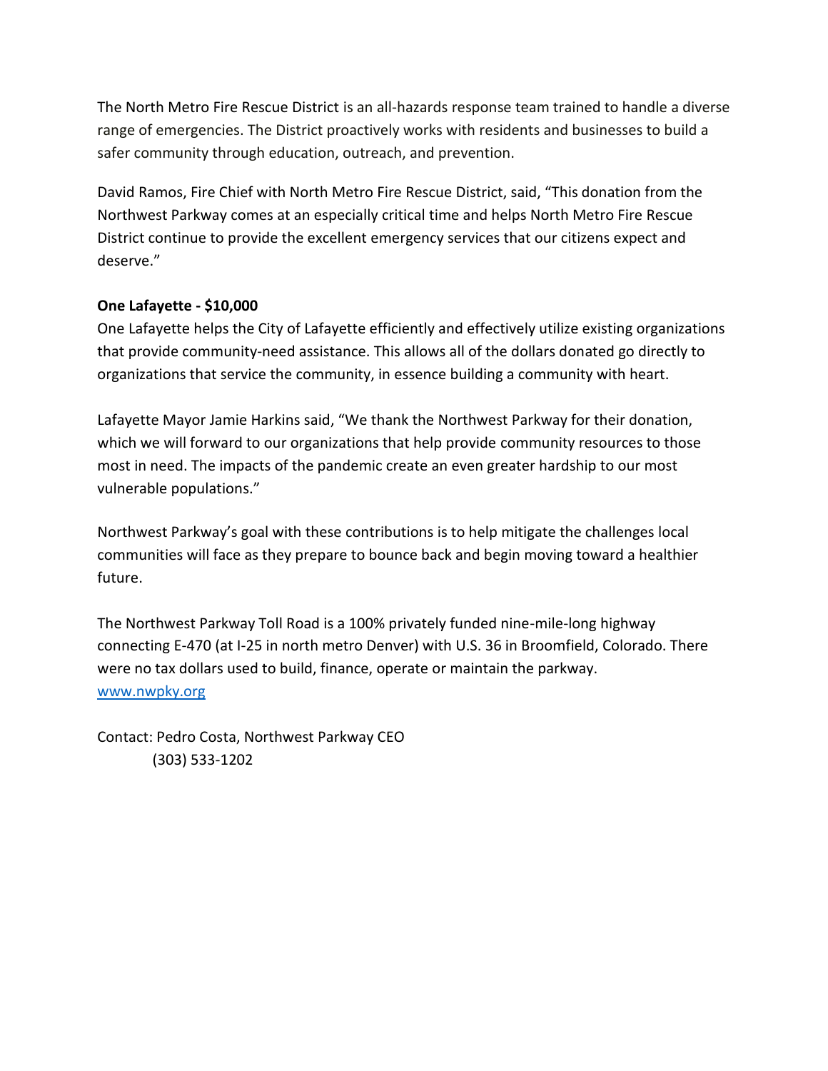The North Metro Fire Rescue District is an all-hazards response team trained to handle a diverse range of emergencies. The District proactively works with residents and businesses to build a safer community through education, outreach, and prevention.

David Ramos, Fire Chief with North Metro Fire Rescue District, said, "This donation from the Northwest Parkway comes at an especially critical time and helps North Metro Fire Rescue District continue to provide the excellent emergency services that our citizens expect and deserve."

**One Lafayette - $10,000**

One Lafayette helps the City of Lafayette efficiently and effectively utilize existing organizations that provide community-need assistance. This allows all of the dollars donated go directly to organizations that service the community, in essence building a community with heart.

Lafayette Mayor Jamie Harkins said, "We thank the Northwest Parkway for their donation, which we will forward to our organizations that help provide community resources to those most in need. The impacts of the pandemic create an even greater hardship to our most vulnerable populations."

Northwest Parkway's goal with these contributions is to help mitigate the challenges local communities will face as they prepare to bounce back and begin moving toward a healthier future.

The Northwest Parkway Toll Road is a 100% privately funded nine-mile-long highway connecting E-470 (at I-25 in north metro Denver) with U.S. 36 in Broomfield, Colorado. There were no tax dollars used to build, finance, operate or maintain the parkway.
[www.nwpky.org](http://www.nwpky.org)

Contact: Pedro Costa, Northwest Parkway CEO
(303) 533-1202